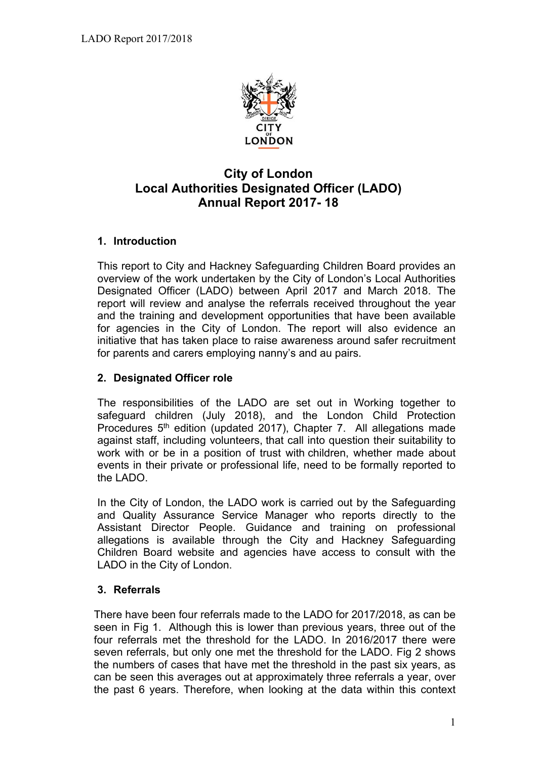# City of London
# Local Authorities Designated Officer (LADO)
# Annual Report 2017- 18

## 1. Introduction

This report to City and Hackney Safeguarding Children Board provides an overview of the work undertaken by the City of London's Local Authorities Designated Officer (LADO) between April 2017 and March 2018. The report will review and analyse the referrals received throughout the year and the training and development opportunities that have been available for agencies in the City of London. The report will also evidence an initiative that has taken place to raise awareness around safer recruitment for parents and carers employing nanny's and au pairs.

## 2. Designated Officer role

The responsibilities of the LADO are set out in Working together to safeguard children (July 2018), and the London Child Protection Procedures 5th edition (updated 2017), Chapter 7. All allegations made against staff, including volunteers, that call into question their suitability to work with or be in a position of trust with children, whether made about events in their private or professional life, need to be formally reported to the LADO.

In the City of London, the LADO work is carried out by the Safeguarding and Quality Assurance Service Manager who reports directly to the Assistant Director People. Guidance and training on professional allegations is available through the City and Hackney Safeguarding Children Board website and agencies have access to consult with the LADO in the City of London.

## 3. Referrals

There have been four referrals made to the LADO for 2017/2018, as can be seen in Fig 1. Although this is lower than previous years, three out of the four referrals met the threshold for the LADO. In 2016/2017 there were seven referrals, but only one met the threshold for the LADO. Fig 2 shows the numbers of cases that have met the threshold in the past six years, as can be seen this averages out at approximately three referrals a year, over the past 6 years. Therefore, when looking at the data within this context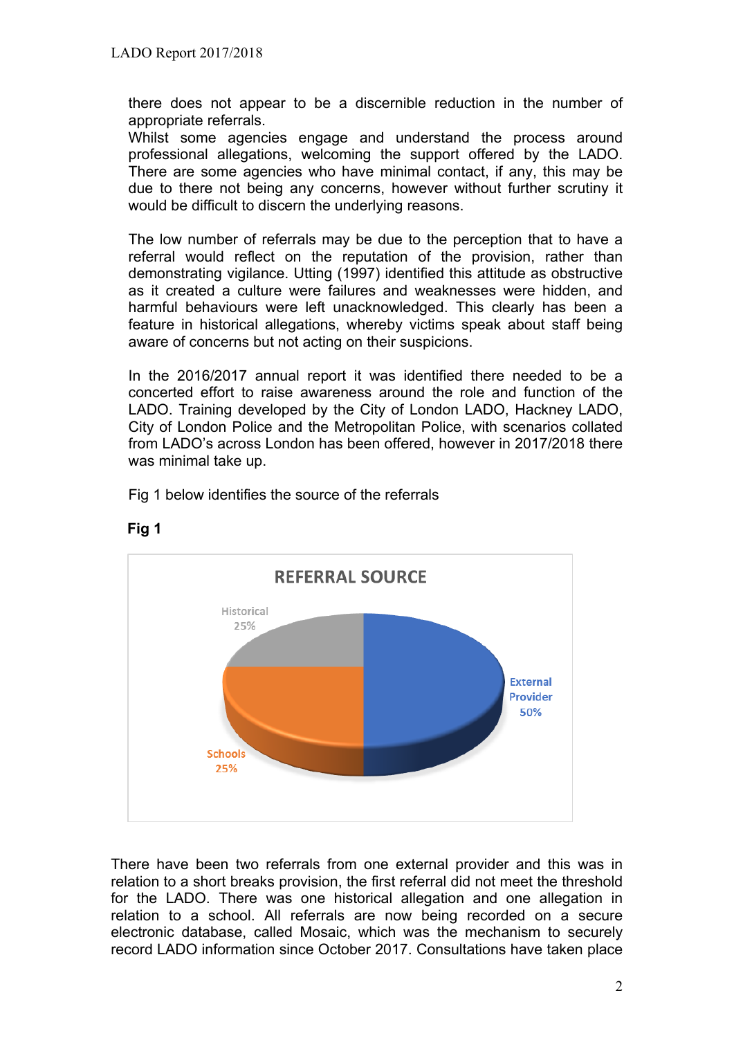there does not appear to be a discernible reduction in the number of appropriate referrals.
Whilst some agencies engage and understand the process around professional allegations, welcoming the support offered by the LADO. There are some agencies who have minimal contact, if any, this may be due to there not being any concerns, however without further scrutiny it would be difficult to discern the underlying reasons.

The low number of referrals may be due to the perception that to have a referral would reflect on the reputation of the provision, rather than demonstrating vigilance. Utting (1997) identified this attitude as obstructive as it created a culture were failures and weaknesses were hidden, and harmful behaviours were left unacknowledged. This clearly has been a feature in historical allegations, whereby victims speak about staff being aware of concerns but not acting on their suspicions.

In the 2016/2017 annual report it was identified there needed to be a concerted effort to raise awareness around the role and function of the LADO. Training developed by the City of London LADO, Hackney LADO, City of London Police and the Metropolitan Police, with scenarios collated from LADO's across London has been offered, however in 2017/2018 there was minimal take up.

Fig 1 below identifies the source of the referrals

**Fig 1**

REFERRAL SOURCE

| Source | Percentage |
| --- | --- |
| External Provider | 50% |
| Schools | 25% |
| Historical | 25% |

There have been two referrals from one external provider and this was in relation to a short breaks provision, the first referral did not meet the threshold for the LADO. There was one historical allegation and one allegation in relation to a school. All referrals are now being recorded on a secure electronic database, called Mosaic, which was the mechanism to securely record LADO information since October 2017. Consultations have taken place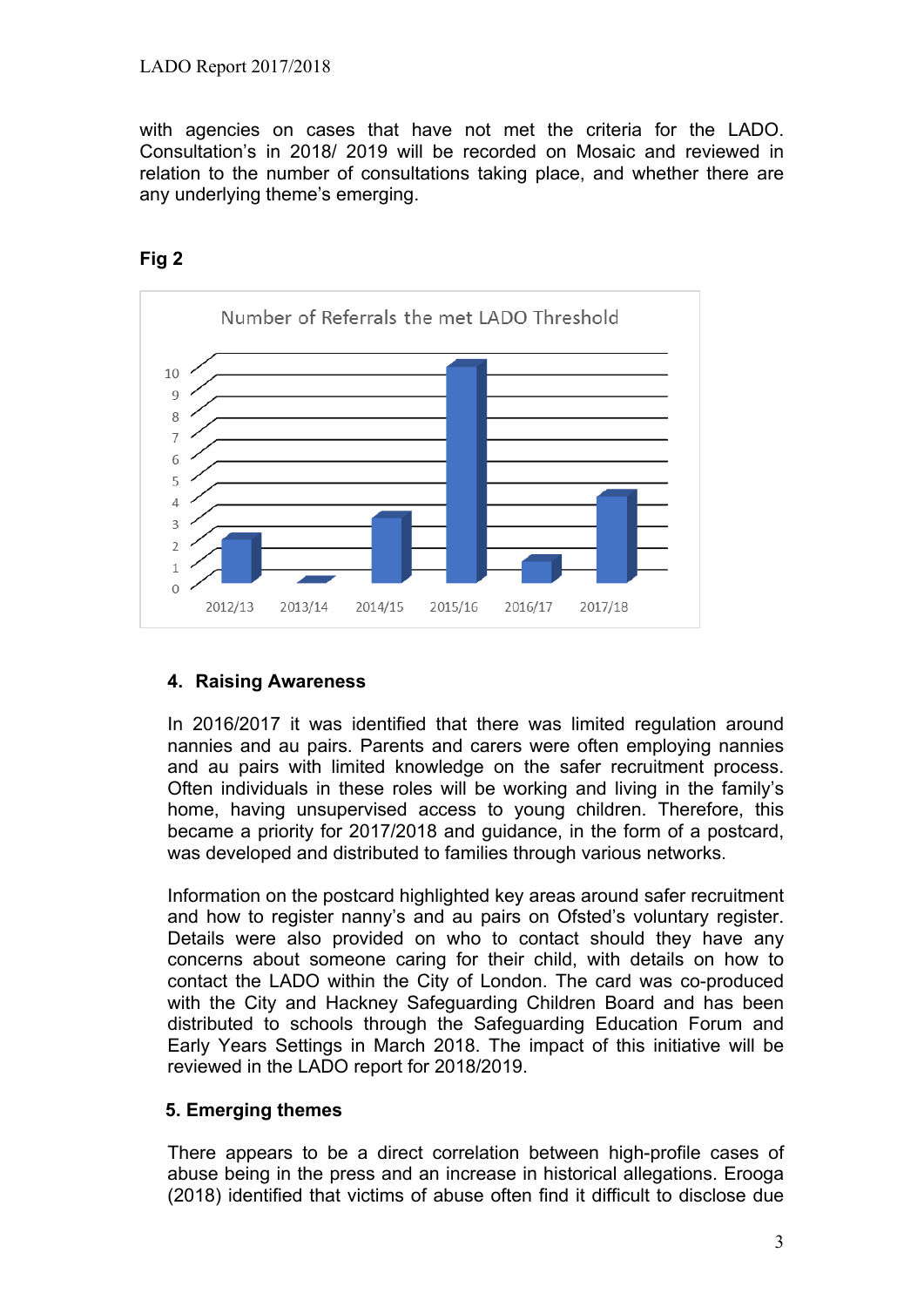with agencies on cases that have not met the criteria for the LADO. Consultation's in 2018/ 2019 will be recorded on Mosaic and reviewed in relation to the number of consultations taking place, and whether there are any underlying theme's emerging.

**Fig 2**

Number of Referrals the met LADO Threshold

| Year | 2012/13 | 2013/14 | 2014/15 | 2015/16 | 2016/17 | 2017/18 |
|---|---|---|---|---|---|---|
| Referrals | 2 | 0 | 3 | 10 | 1 | 4 |

## 4. Raising Awareness

In 2016/2017 it was identified that there was limited regulation around nannies and au pairs. Parents and carers were often employing nannies and au pairs with limited knowledge on the safer recruitment process. Often individuals in these roles will be working and living in the family's home, having unsupervised access to young children. Therefore, this became a priority for 2017/2018 and guidance, in the form of a postcard, was developed and distributed to families through various networks.

Information on the postcard highlighted key areas around safer recruitment and how to register nanny's and au pairs on Ofsted's voluntary register. Details were also provided on who to contact should they have any concerns about someone caring for their child, with details on how to contact the LADO within the City of London. The card was co-produced with the City and Hackney Safeguarding Children Board and has been distributed to schools through the Safeguarding Education Forum and Early Years Settings in March 2018. The impact of this initiative will be reviewed in the LADO report for 2018/2019.

## 5. Emerging themes

There appears to be a direct correlation between high-profile cases of abuse being in the press and an increase in historical allegations. Erooga (2018) identified that victims of abuse often find it difficult to disclose due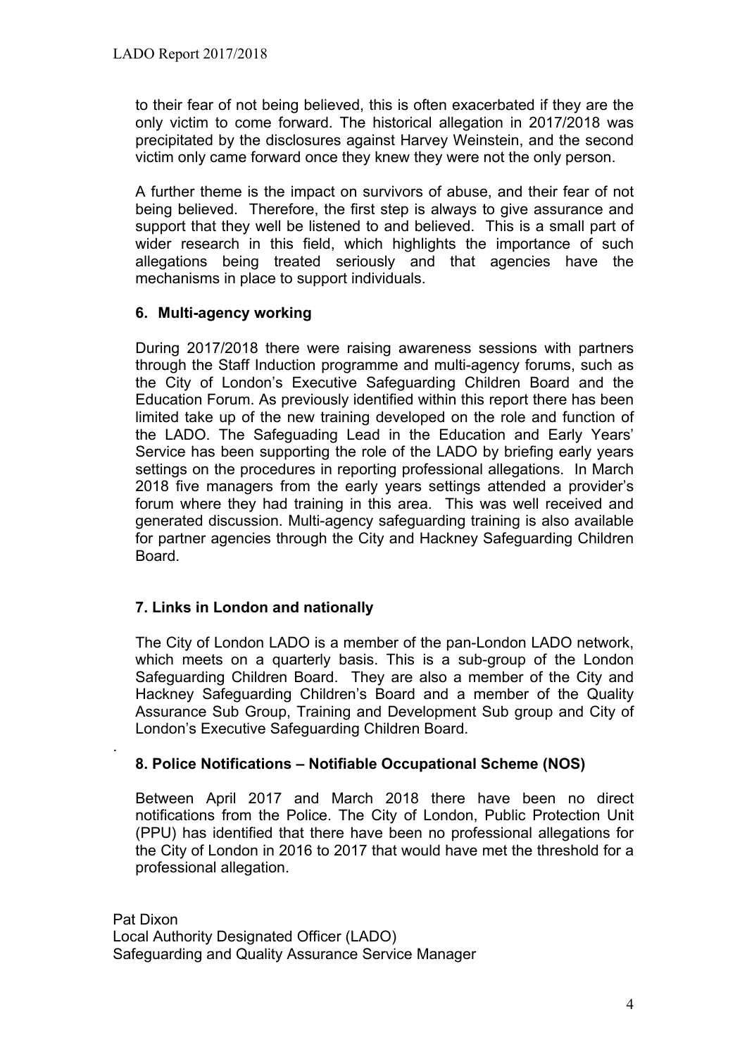to their fear of not being believed, this is often exacerbated if they are the only victim to come forward. The historical allegation in 2017/2018 was precipitated by the disclosures against Harvey Weinstein, and the second victim only came forward once they knew they were not the only person.

A further theme is the impact on survivors of abuse, and their fear of not being believed. Therefore, the first step is always to give assurance and support that they well be listened to and believed. This is a small part of wider research in this field, which highlights the importance of such allegations being treated seriously and that agencies have the mechanisms in place to support individuals.

## 6. Multi-agency working

During 2017/2018 there were raising awareness sessions with partners through the Staff Induction programme and multi-agency forums, such as the City of London's Executive Safeguarding Children Board and the Education Forum. As previously identified within this report there has been limited take up of the new training developed on the role and function of the LADO. The Safeguading Lead in the Education and Early Years' Service has been supporting the role of the LADO by briefing early years settings on the procedures in reporting professional allegations. In March 2018 five managers from the early years settings attended a provider's forum where they had training in this area. This was well received and generated discussion. Multi-agency safeguarding training is also available for partner agencies through the City and Hackney Safeguarding Children Board.

## 7. Links in London and nationally

The City of London LADO is a member of the pan-London LADO network, which meets on a quarterly basis. This is a sub-group of the London Safeguarding Children Board. They are also a member of the City and Hackney Safeguarding Children's Board and a member of the Quality Assurance Sub Group, Training and Development Sub group and City of London's Executive Safeguarding Children Board.

## 8. Police Notifications – Notifiable Occupational Scheme (NOS)

Between April 2017 and March 2018 there have been no direct notifications from the Police. The City of London, Public Protection Unit (PPU) has identified that there have been no professional allegations for the City of London in 2016 to 2017 that would have met the threshold for a professional allegation.

Pat Dixon
Local Authority Designated Officer (LADO)
Safeguarding and Quality Assurance Service Manager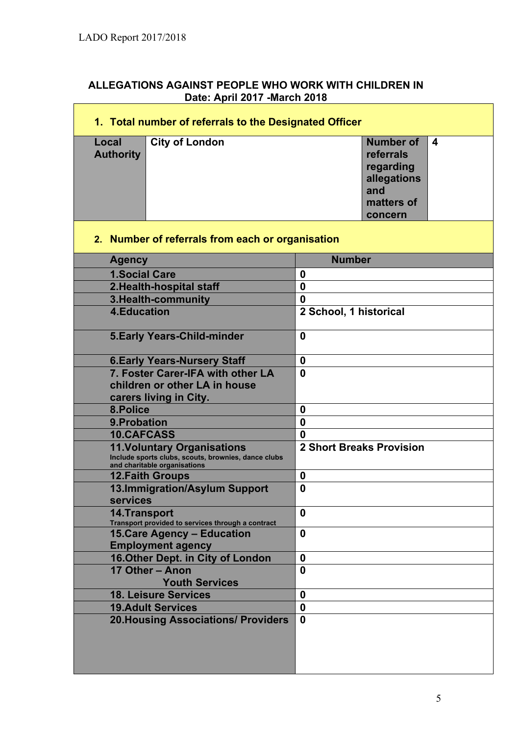**ALLEGATIONS AGAINST PEOPLE WHO WORK WITH CHILDREN IN**
**Date: April 2017 -March 2018**

| **1. Total number of referrals to the Designated Officer** | | | |
|---|---|---|---|
| **Local Authority** | **City of London** | **Number of referrals regarding allegations and matters of concern** | **4** |

**2. Number of referrals from each or organisation**

| Agency | Number |
|---|---|
| 1.Social Care | 0 |
| 2.Health-hospital staff | 0 |
| 3.Health-community | 0 |
| 4.Education | 2 School, 1 historical |
| 5.Early Years-Child-minder | 0 |
| 6.Early Years-Nursery Staff | 0 |
| 7. Foster Carer-IFA with other LA children or other LA in house carers living in City. | 0 |
| 8.Police | 0 |
| 9.Probation | 0 |
| 10.CAFCASS | 0 |
| 11.Voluntary Organisations Include sports clubs, scouts, brownies, dance clubs and charitable organisations | 2 Short Breaks Provision |
| 12.Faith Groups | 0 |
| 13.Immigration/Asylum Support services | 0 |
| 14.Transport Transport provided to services through a contract | 0 |
| 15.Care Agency – Education Employment agency | 0 |
| 16.Other Dept. in City of London | 0 |
| 17 Other – Anon Youth Services | 0 |
| 18. Leisure Services | 0 |
| 19.Adult Services | 0 |
| 20.Housing Associations/ Providers | 0 |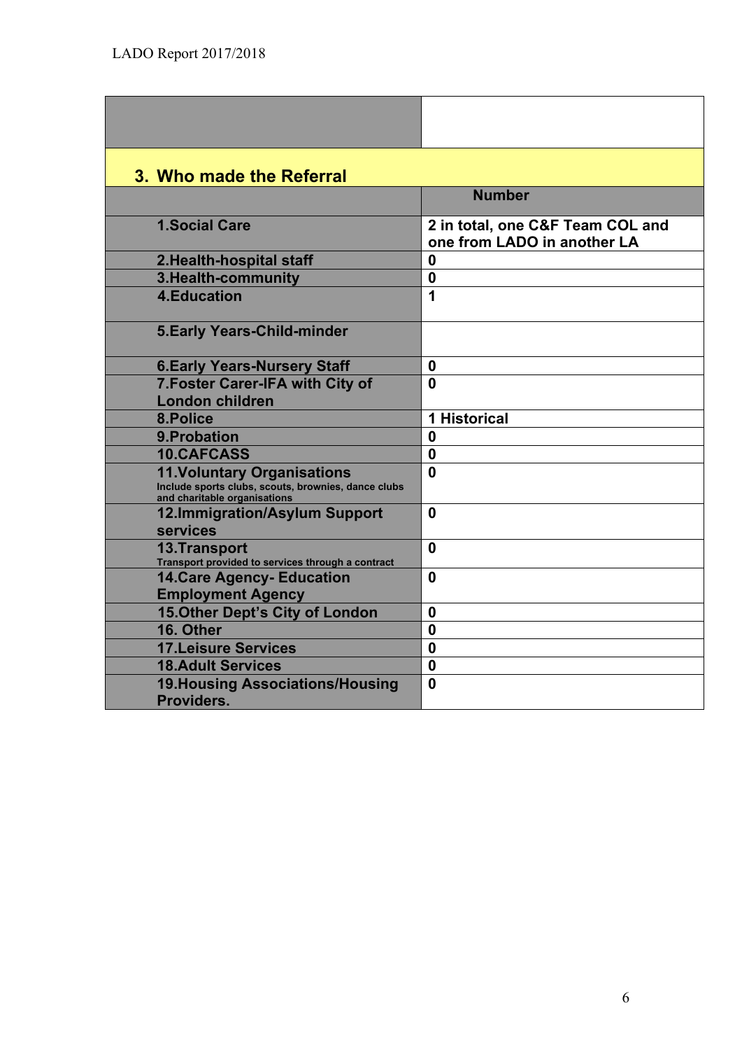## 3. Who made the Referral

| | Number |
|---|---|
| 1.Social Care | 2 in total, one C&F Team COL and one from LADO in another LA |
| 2.Health-hospital staff | 0 |
| 3.Health-community | 0 |
| 4.Education | 1 |
| 5.Early Years-Child-minder | |
| 6.Early Years-Nursery Staff | 0 |
| 7.Foster Carer-IFA with City of London children | 0 |
| 8.Police | 1 Historical |
| 9.Probation | 0 |
| 10.CAFCASS | 0 |
| 11.Voluntary Organisations<br>Include sports clubs, scouts, brownies, dance clubs and charitable organisations | 0 |
| 12.Immigration/Asylum Support services | 0 |
| 13.Transport<br>Transport provided to services through a contract | 0 |
| 14.Care Agency- Education Employment Agency | 0 |
| 15.Other Dept's City of London | 0 |
| 16. Other | 0 |
| 17.Leisure Services | 0 |
| 18.Adult Services | 0 |
| 19.Housing Associations/Housing Providers. | 0 |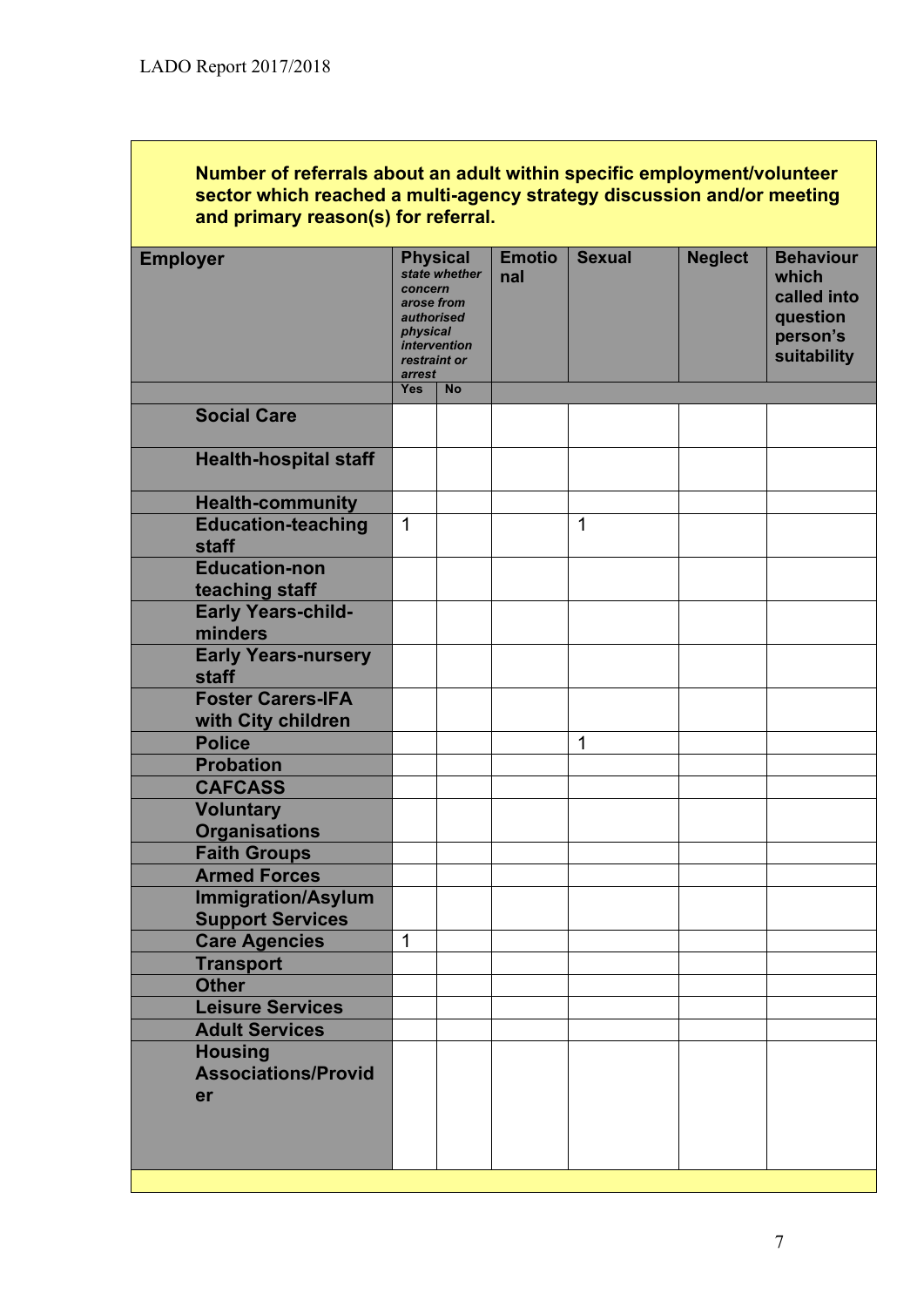**Number of referrals about an adult within specific employment/volunteer sector which reached a multi-agency strategy discussion and/or meeting and primary reason(s) for referral.**

| Employer | Physical *state whether concern arose from authorised physical intervention restraint or arrest* | | Emotional | Sexual | Neglect | Behaviour which called into question person's suitability |
|---|---|---|---|---|---|---|
| | Yes | No | | | | |
| Social Care | | | | | | |
| Health-hospital staff | | | | | | |
| Health-community | | | | | | |
| Education-teaching staff | 1 | | | 1 | | |
| Education-non teaching staff | | | | | | |
| Early Years-child-minders | | | | | | |
| Early Years-nursery staff | | | | | | |
| Foster Carers-IFA with City children | | | | | | |
| Police | | | | 1 | | |
| Probation | | | | | | |
| CAFCASS | | | | | | |
| Voluntary Organisations | | | | | | |
| Faith Groups | | | | | | |
| Armed Forces | | | | | | |
| Immigration/Asylum Support Services | | | | | | |
| Care Agencies | 1 | | | | | |
| Transport | | | | | | |
| Other | | | | | | |
| Leisure Services | | | | | | |
| Adult Services | | | | | | |
| Housing Associations/Provider | | | | | | |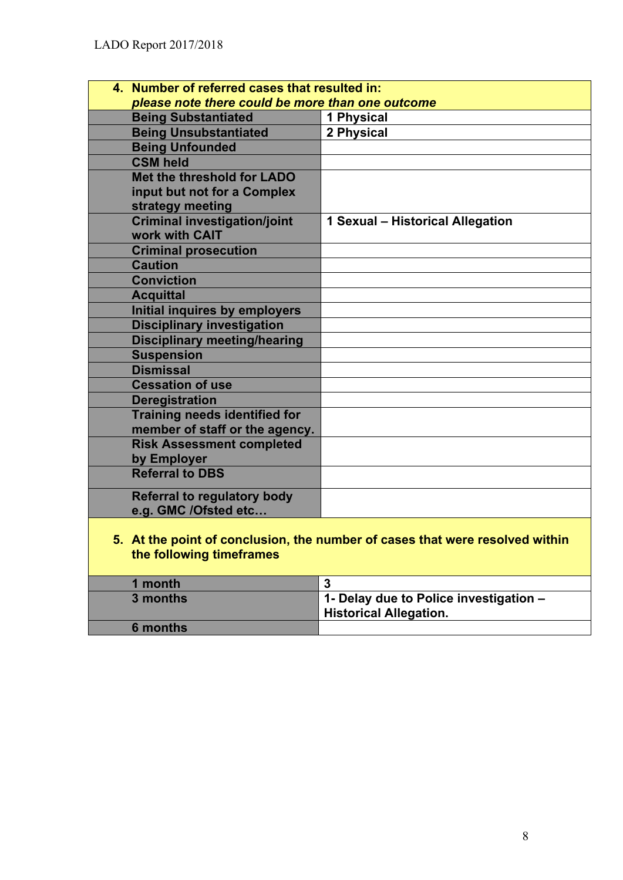| 4. Number of referred cases that resulted in: *please note there could be more than one outcome* | |
|---|---|
| **Being Substantiated** | **1 Physical** |
| **Being Unsubstantiated** | **2 Physical** |
| **Being Unfounded** | |
| **CSM held** | |
| **Met the threshold for LADO input but not for a Complex strategy meeting** | |
| **Criminal investigation/joint work with CAIT** | **1 Sexual – Historical Allegation** |
| **Criminal prosecution** | |
| **Caution** | |
| **Conviction** | |
| **Acquittal** | |
| **Initial inquires by employers** | |
| **Disciplinary investigation** | |
| **Disciplinary meeting/hearing** | |
| **Suspension** | |
| **Dismissal** | |
| **Cessation of use** | |
| **Deregistration** | |
| **Training needs identified for member of staff or the agency.** | |
| **Risk Assessment completed by Employer** | |
| **Referral to DBS** | |
| **Referral to regulatory body e.g. GMC /Ofsted etc…** | |

| 5. At the point of conclusion, the number of cases that were resolved within the following timeframes | |
|---|---|
| **1 month** | **3** |
| **3 months** | **1- Delay due to Police investigation – Historical Allegation.** |
| **6 months** | |